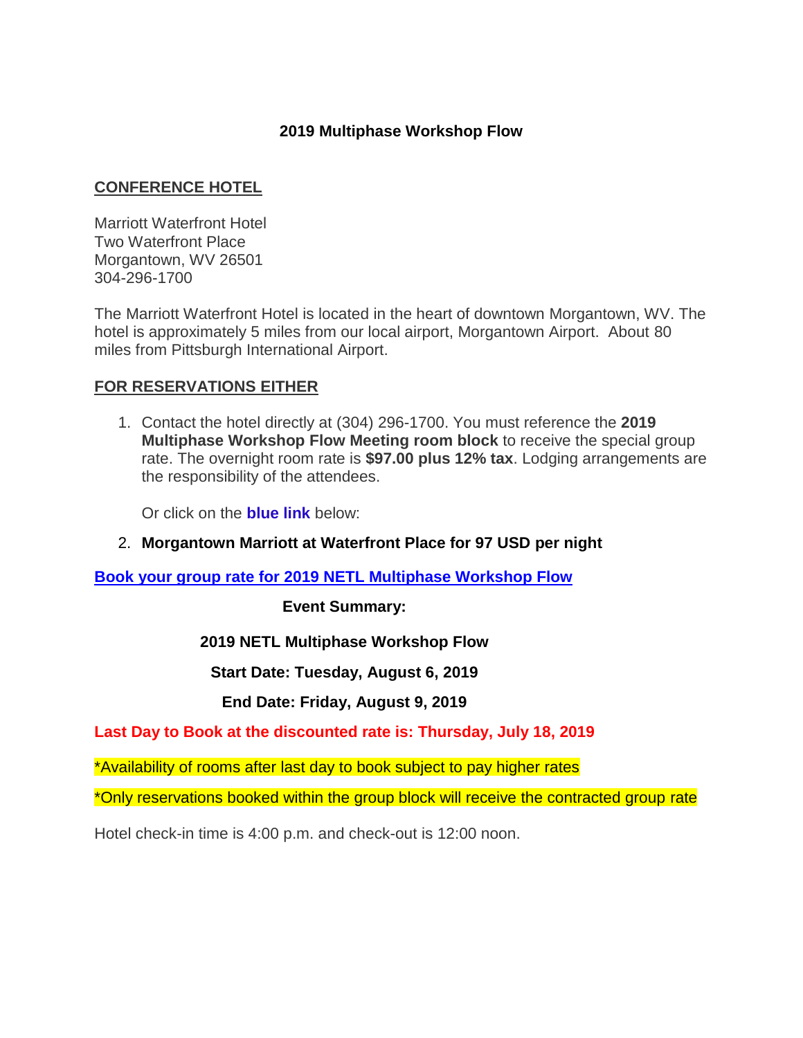# 2019 Multiphase Workshop Flow

## CONFERENCE HOTEL

Marriott Waterfront Hotel
Two Waterfront Place
Morgantown, WV 26501
304-296-1700

The Marriott Waterfront Hotel is located in the heart of downtown Morgantown, WV. The hotel is approximately 5 miles from our local airport, Morgantown Airport. About 80 miles from Pittsburgh International Airport.

## FOR RESERVATIONS EITHER

1. Contact the hotel directly at (304) 296-1700. You must reference the **2019 Multiphase Workshop Flow Meeting room block** to receive the special group rate. The overnight room rate is **$97.00 plus 12% tax**. Lodging arrangements are the responsibility of the attendees.

   Or click on the **blue link** below:

2. **Morgantown Marriott at Waterfront Place for 97 USD per night**

**Book your group rate for 2019 NETL Multiphase Workshop Flow**

**Event Summary:**

**2019 NETL Multiphase Workshop Flow**

**Start Date: Tuesday, August 6, 2019**

**End Date: Friday, August 9, 2019**

**Last Day to Book at the discounted rate is: Thursday, July 18, 2019**

*Availability of rooms after last day to book subject to pay higher rates

*Only reservations booked within the group block will receive the contracted group rate

Hotel check-in time is 4:00 p.m. and check-out is 12:00 noon.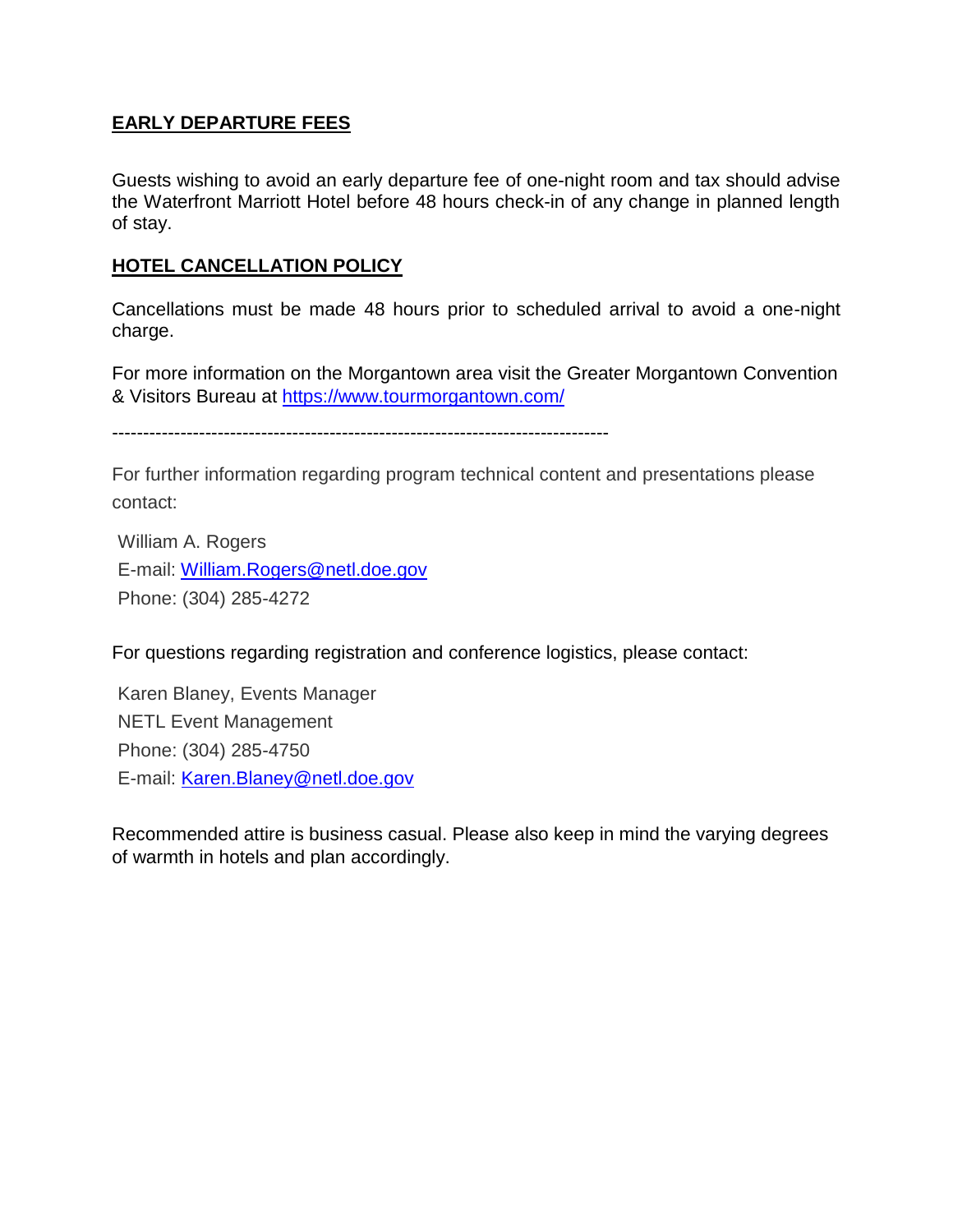## EARLY DEPARTURE FEES

Guests wishing to avoid an early departure fee of one-night room and tax should advise the Waterfront Marriott Hotel before 48 hours check-in of any change in planned length of stay.

## HOTEL CANCELLATION POLICY

Cancellations must be made 48 hours prior to scheduled arrival to avoid a one-night charge.

For more information on the Morgantown area visit the Greater Morgantown Convention & Visitors Bureau at https://www.tourmorgantown.com/

--------------------------------------------------------------------------------

For further information regarding program technical content and presentations please contact:

William A. Rogers
E-mail: William.Rogers@netl.doe.gov
Phone: (304) 285-4272

For questions regarding registration and conference logistics, please contact:

Karen Blaney, Events Manager
NETL Event Management
Phone: (304) 285-4750
E-mail: Karen.Blaney@netl.doe.gov

Recommended attire is business casual. Please also keep in mind the varying degrees of warmth in hotels and plan accordingly.